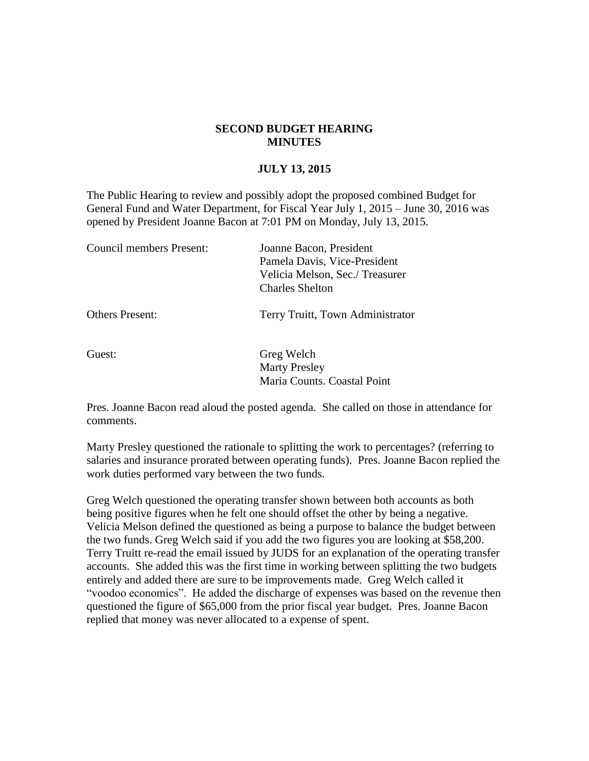# SECOND BUDGET HEARING
# MINUTES

**JULY 13, 2015**

The Public Hearing to review and possibly adopt the proposed combined Budget for General Fund and Water Department, for Fiscal Year July 1, 2015 – June 30, 2016 was opened by President Joanne Bacon at 7:01 PM on Monday, July 13, 2015.

| | |
|---|---|
| Council members Present: | Joanne Bacon, President<br>Pamela Davis, Vice-President<br>Velicia Melson, Sec./ Treasurer<br>Charles Shelton |
| Others Present: | Terry Truitt, Town Administrator |
| Guest: | Greg Welch<br>Marty Presley<br>Maria Counts. Coastal Point |

Pres. Joanne Bacon read aloud the posted agenda. She called on those in attendance for comments.

Marty Presley questioned the rationale to splitting the work to percentages? (referring to salaries and insurance prorated between operating funds). Pres. Joanne Bacon replied the work duties performed vary between the two funds.

Greg Welch questioned the operating transfer shown between both accounts as both being positive figures when he felt one should offset the other by being a negative. Velicia Melson defined the questioned as being a purpose to balance the budget between the two funds. Greg Welch said if you add the two figures you are looking at $58,200. Terry Truitt re-read the email issued by JUDS for an explanation of the operating transfer accounts. She added this was the first time in working between splitting the two budgets entirely and added there are sure to be improvements made. Greg Welch called it "voodoo economics". He added the discharge of expenses was based on the revenue then questioned the figure of $65,000 from the prior fiscal year budget. Pres. Joanne Bacon replied that money was never allocated to a expense of spent.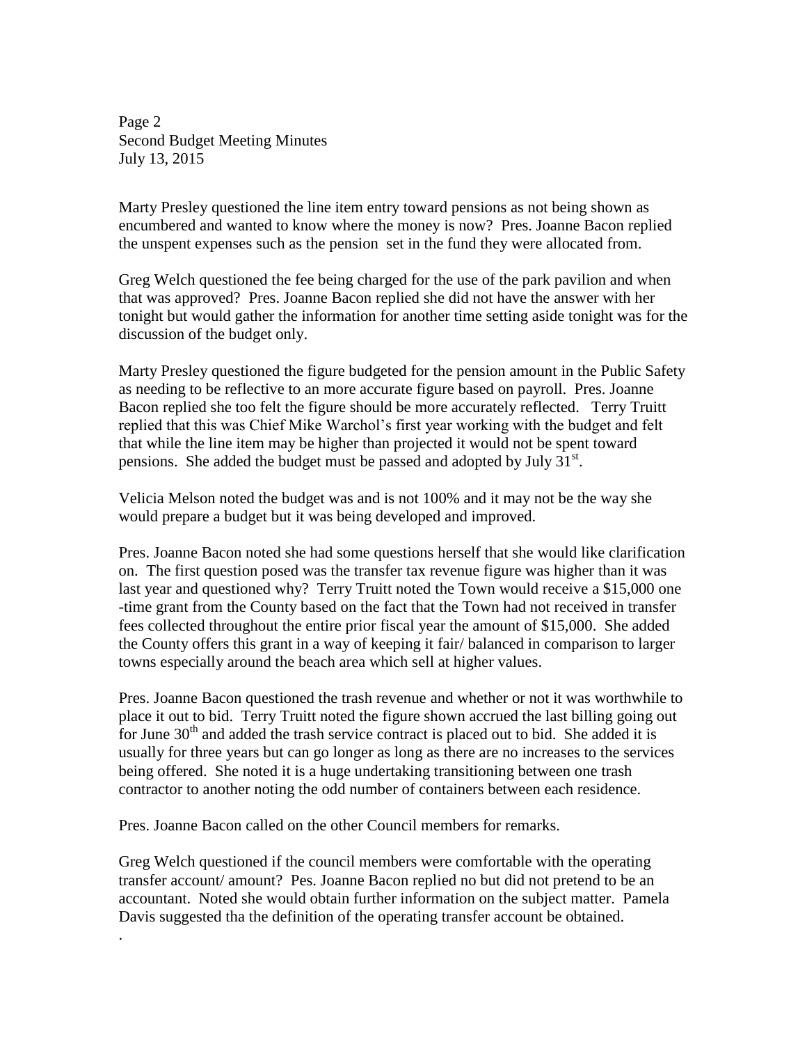Marty Presley questioned the line item entry toward pensions as not being shown as encumbered and wanted to know where the money is now? Pres. Joanne Bacon replied the unspent expenses such as the pension set in the fund they were allocated from.

Greg Welch questioned the fee being charged for the use of the park pavilion and when that was approved? Pres. Joanne Bacon replied she did not have the answer with her tonight but would gather the information for another time setting aside tonight was for the discussion of the budget only.

Marty Presley questioned the figure budgeted for the pension amount in the Public Safety as needing to be reflective to an more accurate figure based on payroll. Pres. Joanne Bacon replied she too felt the figure should be more accurately reflected. Terry Truitt replied that this was Chief Mike Warchol's first year working with the budget and felt that while the line item may be higher than projected it would not be spent toward pensions. She added the budget must be passed and adopted by July 31st.

Velicia Melson noted the budget was and is not 100% and it may not be the way she would prepare a budget but it was being developed and improved.

Pres. Joanne Bacon noted she had some questions herself that she would like clarification on. The first question posed was the transfer tax revenue figure was higher than it was last year and questioned why? Terry Truitt noted the Town would receive a $15,000 one -time grant from the County based on the fact that the Town had not received in transfer fees collected throughout the entire prior fiscal year the amount of $15,000. She added the County offers this grant in a way of keeping it fair/ balanced in comparison to larger towns especially around the beach area which sell at higher values.

Pres. Joanne Bacon questioned the trash revenue and whether or not it was worthwhile to place it out to bid. Terry Truitt noted the figure shown accrued the last billing going out for June 30th and added the trash service contract is placed out to bid. She added it is usually for three years but can go longer as long as there are no increases to the services being offered. She noted it is a huge undertaking transitioning between one trash contractor to another noting the odd number of containers between each residence.

Pres. Joanne Bacon called on the other Council members for remarks.

Greg Welch questioned if the council members were comfortable with the operating transfer account/ amount? Pes. Joanne Bacon replied no but did not pretend to be an accountant. Noted she would obtain further information on the subject matter. Pamela Davis suggested tha the definition of the operating transfer account be obtained.

.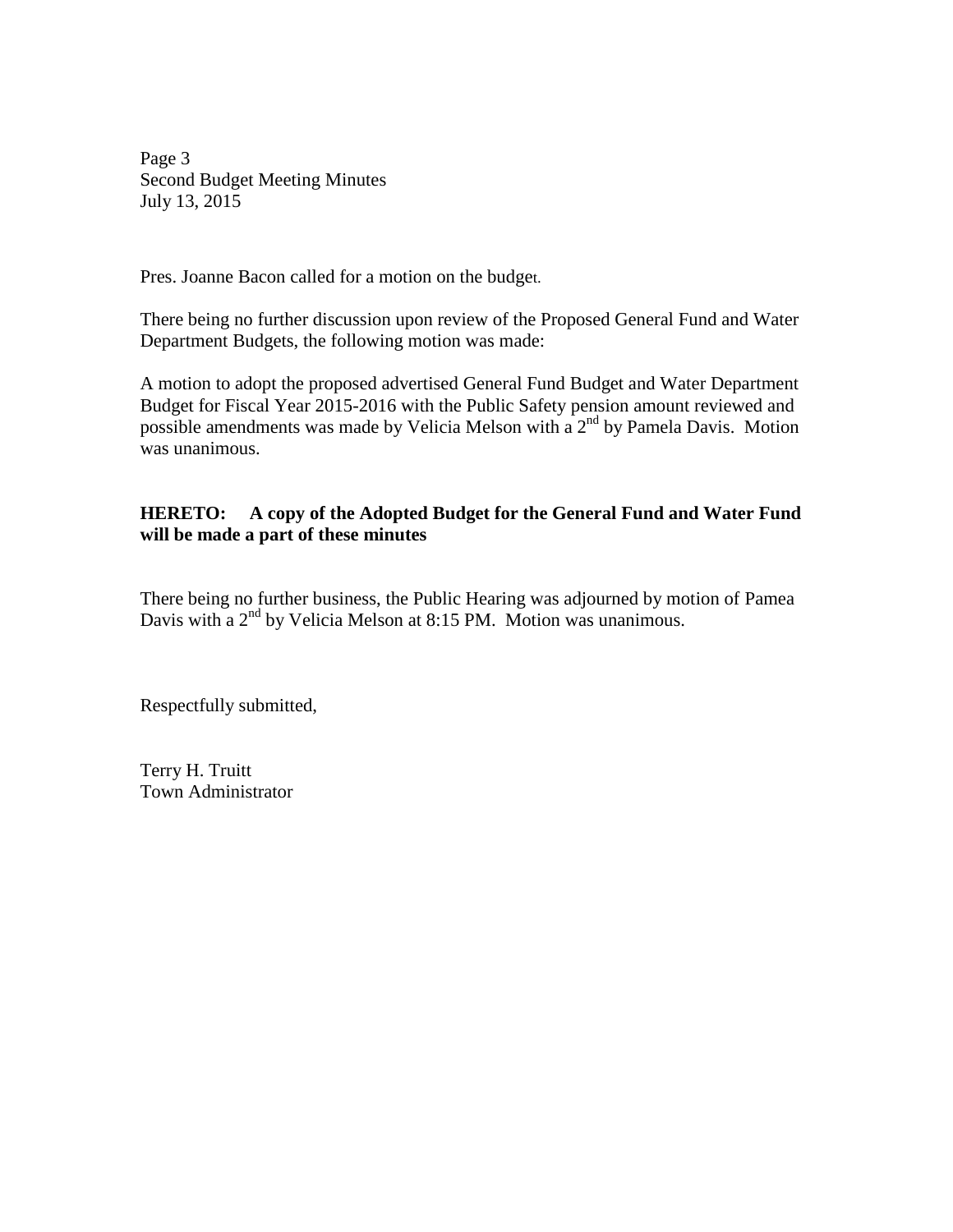Pres. Joanne Bacon called for a motion on the budget.

There being no further discussion upon review of the Proposed General Fund and Water Department Budgets, the following motion was made:

A motion to adopt the proposed advertised General Fund Budget and Water Department Budget for Fiscal Year 2015-2016 with the Public Safety pension amount reviewed and possible amendments was made by Velicia Melson with a 2nd by Pamela Davis. Motion was unanimous.

**HERETO: A copy of the Adopted Budget for the General Fund and Water Fund will be made a part of these minutes**

There being no further business, the Public Hearing was adjourned by motion of Pamea Davis with a 2nd by Velicia Melson at 8:15 PM. Motion was unanimous.

Respectfully submitted,

Terry H. Truitt
Town Administrator